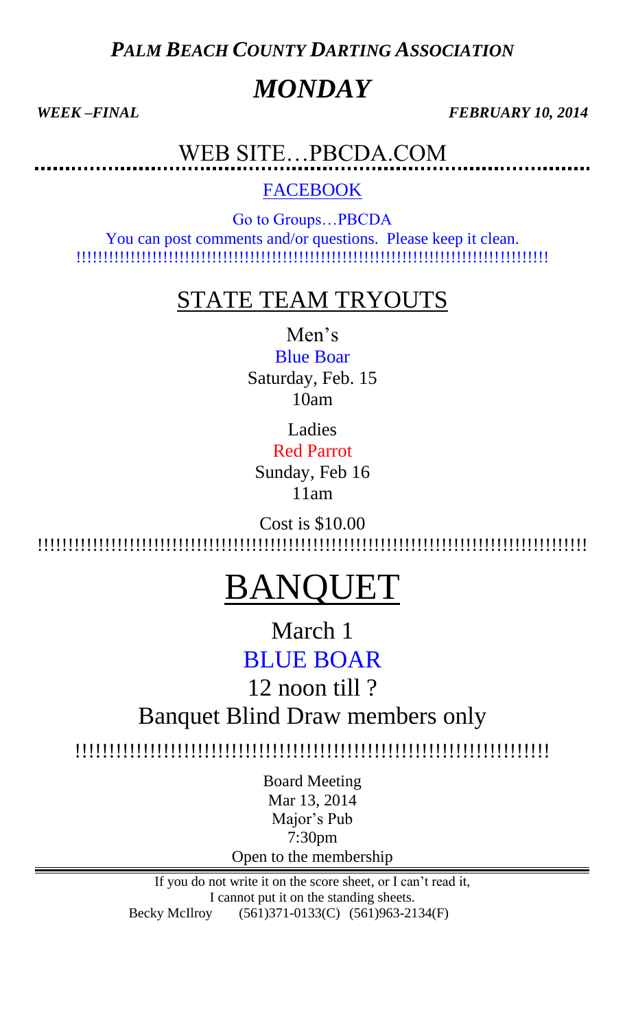***PALM BEACH COUNTY DARTING ASSOCIATION***

# *MONDAY*

***WEEK –FINAL*** ***FEBRUARY 10, 2014***

## WEB SITE…PBCDA.COM

FACEBOOK

Go to Groups…PBCDA

You can post comments and/or questions. Please keep it clean.

!!!!!!!!!!!!!!!!!!!!!!!!!!!!!!!!!!!!!!!!!!!!!!!!!!!!!!!!!!!!!!!!!!!!!!!!!!!!!!!!!!!!!!!!!!!!!!!

## STATE TEAM TRYOUTS

Men's

Blue Boar

Saturday, Feb. 15

10am

Ladies

Red Parrot

Sunday, Feb 16

11am

Cost is $10.00

!!!!!!!!!!!!!!!!!!!!!!!!!!!!!!!!!!!!!!!!!!!!!!!!!!!!!!!!!!!!!!!!!!!!!!!!!!!!!!!!!!!!!!!!!!!!

# BANQUET

March 1

BLUE BOAR

12 noon till ?

Banquet Blind Draw members only

!!!!!!!!!!!!!!!!!!!!!!!!!!!!!!!!!!!!!!!!!!!!!!!!!!!!!!!!!!!!!!!!!!!!!!!!

Board Meeting

Mar 13, 2014

Major's Pub

7:30pm

Open to the membership

---

If you do not write it on the score sheet, or I can't read it,
I cannot put it on the standing sheets.

Becky McIlroy (561)371-0133(C) (561)963-2134(F)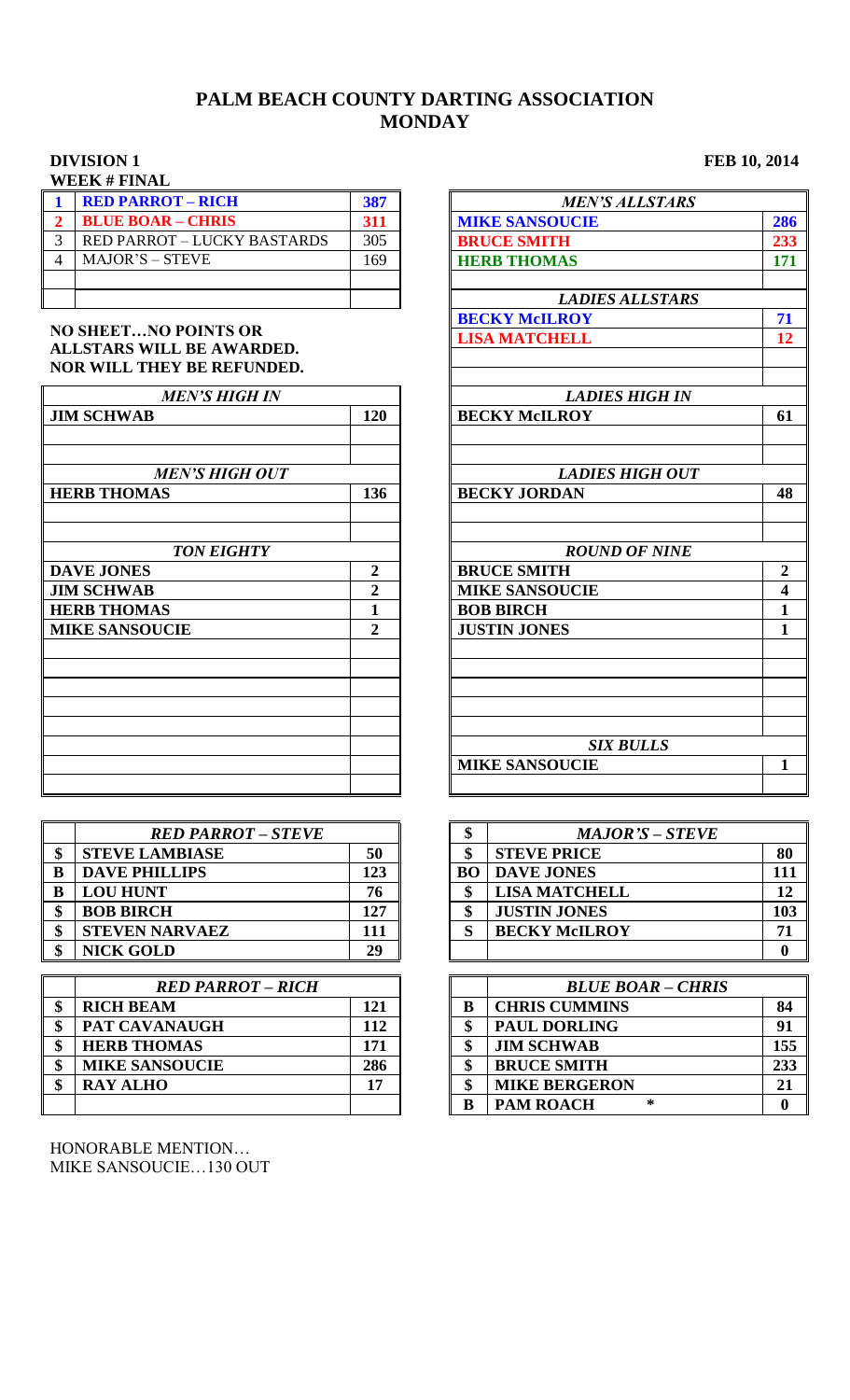# PALM BEACH COUNTY DARTING ASSOCIATION
## MONDAY

**DIVISION 1** **FEB 10, 2014**

**WEEK # FINAL**

| | | |
|---|---|---|
| **1** | **RED PARROT – RICH** | **387** |
| **2** | **BLUE BOAR – CHRIS** | **311** |
| 3 | RED PARROT – LUCKY BASTARDS | 305 |
| 4 | MAJOR'S – STEVE | 169 |
| | | |
| | | |

**NO SHEET…NO POINTS OR ALLSTARS WILL BE AWARDED. NOR WILL THEY BE REFUNDED.**

| ***MEN'S HIGH IN*** | |
|---|---|
| **JIM SCHWAB** | **120** |
| ***MEN'S HIGH OUT*** | |
| **HERB THOMAS** | **136** |
| ***TON EIGHTY*** | |
| **DAVE JONES** | **2** |
| **JIM SCHWAB** | **2** |
| **HERB THOMAS** | **1** |
| **MIKE SANSOUCIE** | **2** |

| ***MEN'S ALLSTARS*** | |
|---|---|
| **MIKE SANSOUCIE** | **286** |
| **BRUCE SMITH** | **233** |
| **HERB THOMAS** | **171** |
| ***LADIES ALLSTARS*** | |
| **BECKY McILROY** | **71** |
| **LISA MATCHELL** | **12** |
| ***LADIES HIGH IN*** | |
| **BECKY McILROY** | **61** |
| ***LADIES HIGH OUT*** | |
| **BECKY JORDAN** | **48** |
| ***ROUND OF NINE*** | |
| **BRUCE SMITH** | **2** |
| **MIKE SANSOUCIE** | **4** |
| **BOB BIRCH** | **1** |
| **JUSTIN JONES** | **1** |
| ***SIX BULLS*** | |
| **MIKE SANSOUCIE** | **1** |

| | ***RED PARROT – STEVE*** | |
|---|---|---|
| **$** | **STEVE LAMBIASE** | **50** |
| **B** | **DAVE PHILLIPS** | **123** |
| **B** | **LOU HUNT** | **76** |
| **$** | **BOB BIRCH** | **127** |
| **$** | **STEVEN NARVAEZ** | **111** |
| **$** | **NICK GOLD** | **29** |

| **$** | ***MAJOR'S – STEVE*** | |
|---|---|---|
| **$** | **STEVE PRICE** | **80** |
| **BO** | **DAVE JONES** | **111** |
| **$** | **LISA MATCHELL** | **12** |
| **$** | **JUSTIN JONES** | **103** |
| **S** | **BECKY McILROY** | **71** |
| | | **0** |

| | ***RED PARROT – RICH*** | |
|---|---|---|
| **$** | **RICH BEAM** | **121** |
| **$** | **PAT CAVANAUGH** | **112** |
| **$** | **HERB THOMAS** | **171** |
| **$** | **MIKE SANSOUCIE** | **286** |
| **$** | **RAY ALHO** | **17** |
| | | |

| | ***BLUE BOAR – CHRIS*** | |
|---|---|---|
| **B** | **CHRIS CUMMINS** | **84** |
| **$** | **PAUL DORLING** | **91** |
| **$** | **JIM SCHWAB** | **155** |
| **$** | **BRUCE SMITH** | **233** |
| **$** | **MIKE BERGERON** | **21** |
| **B** | **PAM ROACH** * | **0** |

HONORABLE MENTION…
MIKE SANSOUCIE…130 OUT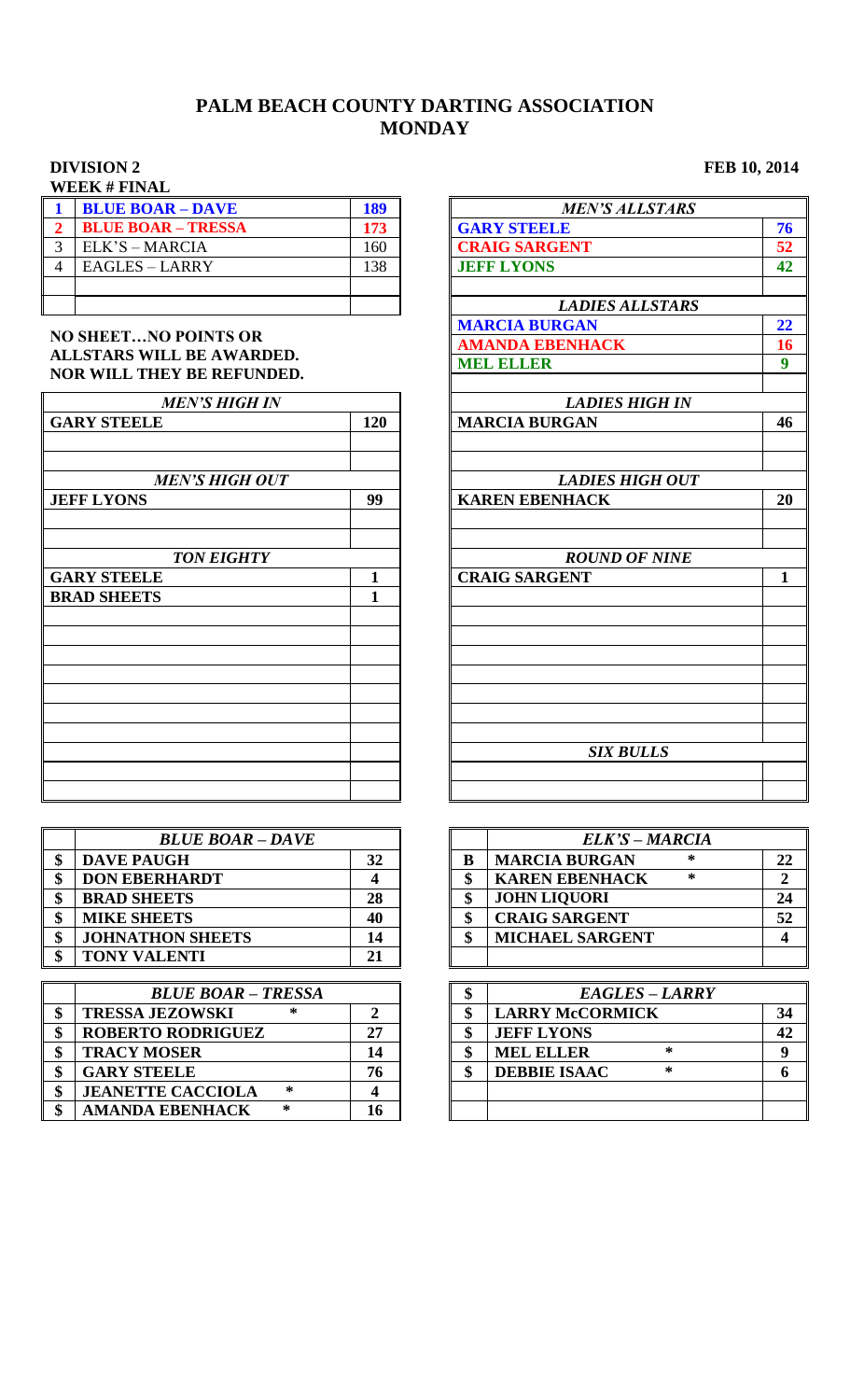# PALM BEACH COUNTY DARTING ASSOCIATION
# MONDAY

**DIVISION 2** **FEB 10, 2014**

**WEEK # FINAL**

| | | |
|---|---|---|
| **1** | **BLUE BOAR – DAVE** | **189** |
| **2** | **BLUE BOAR – TRESSA** | **173** |
| 3 | ELK'S – MARCIA | 160 |
| 4 | EAGLES – LARRY | 138 |
| | | |
| | | |

**NO SHEET…NO POINTS OR ALLSTARS WILL BE AWARDED. NOR WILL THEY BE REFUNDED.**

| | |
|---|---|
| ***MEN'S HIGH IN*** | |
| **GARY STEELE** | **120** |
| | |
| | |
| ***MEN'S HIGH OUT*** | |
| **JEFF LYONS** | **99** |
| | |
| | |
| ***TON EIGHTY*** | |
| **GARY STEELE** | **1** |
| **BRAD SHEETS** | **1** |

| | |
|---|---|
| ***MEN'S ALLSTARS*** | |
| **GARY STEELE** | **76** |
| **CRAIG SARGENT** | **52** |
| **JEFF LYONS** | **42** |
| | |
| ***LADIES ALLSTARS*** | |
| **MARCIA BURGAN** | **22** |
| **AMANDA EBENHACK** | **16** |
| **MEL ELLER** | **9** |
| | |
| ***LADIES HIGH IN*** | |
| **MARCIA BURGAN** | **46** |
| | |
| | |
| ***LADIES HIGH OUT*** | |
| **KAREN EBENHACK** | **20** |
| | |
| | |
| ***ROUND OF NINE*** | |
| **CRAIG SARGENT** | **1** |
| | |
| ***SIX BULLS*** | |
| | |

| | ***BLUE BOAR – DAVE*** | |
|---|---|---|
| **$** | **DAVE PAUGH** | **32** |
| **$** | **DON EBERHARDT** | **4** |
| **$** | **BRAD SHEETS** | **28** |
| **$** | **MIKE SHEETS** | **40** |
| **$** | **JOHNATHON SHEETS** | **14** |
| **$** | **TONY VALENTI** | **21** |

| | ***ELK'S – MARCIA*** | |
|---|---|---|
| **B** | **MARCIA BURGAN** * | **22** |
| **$** | **KAREN EBENHACK** * | **2** |
| **$** | **JOHN LIQUORI** | **24** |
| **$** | **CRAIG SARGENT** | **52** |
| **$** | **MICHAEL SARGENT** | **4** |
| | | |

| | ***BLUE BOAR – TRESSA*** | |
|---|---|---|
| **$** | **TRESSA JEZOWSKI** * | **2** |
| **$** | **ROBERTO RODRIGUEZ** | **27** |
| **$** | **TRACY MOSER** | **14** |
| **$** | **GARY STEELE** | **76** |
| **$** | **JEANETTE CACCIOLA** * | **4** |
| **$** | **AMANDA EBENHACK** * | **16** |

| **$** | ***EAGLES – LARRY*** | |
|---|---|---|
| **$** | **LARRY McCORMICK** | **34** |
| **$** | **JEFF LYONS** | **42** |
| **$** | **MEL ELLER** * | **9** |
| **$** | **DEBBIE ISAAC** * | **6** |
| | | |
| | | |